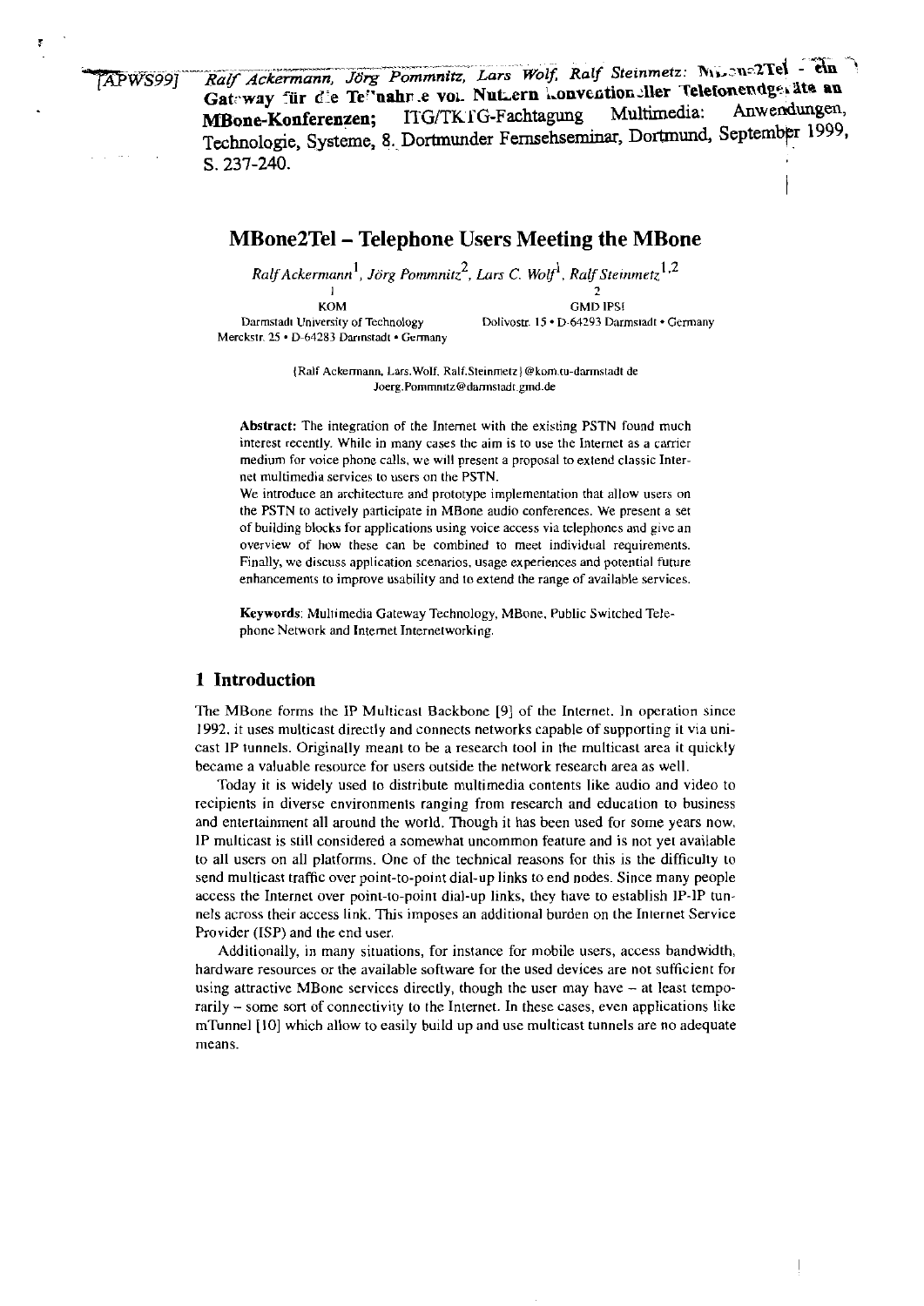[APWS99] Ralf Ackermann, Jörg Pommnitz, Lars Wolf, Ralf Steinmetz: MBone2Tel - ein Gateway für die Teilnahme von Nutzern konventioneller Telefonendgeräte an MBone-Konferenzen; ITG/TKTG-Fachtagung Multimedia: Anwendungen, Technologie, Systeme, 8. Dortmunder Fernsehseminar, Dortmund, September 1999, S. 237-240.

# MBone2Tel – Telephone Users Meeting the MBone

*Ralf Ackermann[1], Jörg Pommnitz[2], Lars C. Wolf[1], Ralf Steinmetz[1,2]*

[1] KOM
Darmstadt University of Technology
Merckstr. 25 • D-64283 Darmstadt • Germany

[2] GMD IPSI
Dolivostr. 15 • D-64293 Darmstadt • Germany

{Ralf.Ackermann, Lars.Wolf, Ralf.Steinmetz}@kom.tu-darmstadt.de
Joerg.Pommnitz@darmstadt.gmd.de

**Abstract:** The integration of the Internet with the existing PSTN found much interest recently. While in many cases the aim is to use the Internet as a carrier medium for voice phone calls, we will present a proposal to extend classic Internet multimedia services to users on the PSTN.

We introduce an architecture and prototype implementation that allow users on the PSTN to actively participate in MBone audio conferences. We present a set of building blocks for applications using voice access via telephones and give an overview of how these can be combined to meet individual requirements. Finally, we discuss application scenarios, usage experiences and potential future enhancements to improve usability and to extend the range of available services.

**Keywords:** Multimedia Gateway Technology, MBone, Public Switched Telephone Network and Internet Internetworking.

## 1 Introduction

The MBone forms the IP Multicast Backbone [9] of the Internet. In operation since 1992, it uses multicast directly and connects networks capable of supporting it via unicast IP tunnels. Originally meant to be a research tool in the multicast area it quickly became a valuable resource for users outside the network research area as well.

Today it is widely used to distribute multimedia contents like audio and video to recipients in diverse environments ranging from research and education to business and entertainment all around the world. Though it has been used for some years now, IP multicast is still considered a somewhat uncommon feature and is not yet available to all users on all platforms. One of the technical reasons for this is the difficulty to send multicast traffic over point-to-point dial-up links to end nodes. Since many people access the Internet over point-to-point dial-up links, they have to establish IP-IP tunnels across their access link. This imposes an additional burden on the Internet Service Provider (ISP) and the end user.

Additionally, in many situations, for instance for mobile users, access bandwidth, hardware resources or the available software for the used devices are not sufficient for using attractive MBone services directly, though the user may have – at least temporarily – some sort of connectivity to the Internet. In these cases, even applications like mTunnel [10] which allow to easily build up and use multicast tunnels are no adequate means.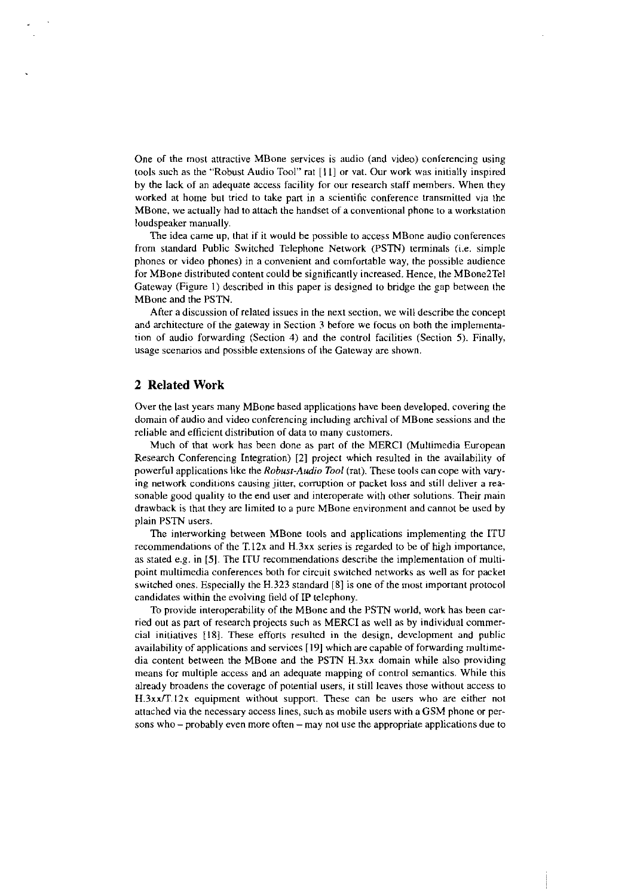One of the most attractive MBone services is audio (and video) conferencing using tools such as the "Robust Audio Tool" rat [11] or vat. Our work was initially inspired by the lack of an adequate access facility for our research staff members. When they worked at home but tried to take part in a scientific conference transmitted via the MBone, we actually had to attach the handset of a conventional phone to a workstation loudspeaker manually.

The idea came up, that if it would be possible to access MBone audio conferences from standard Public Switched Telephone Network (PSTN) terminals (i.e. simple phones or video phones) in a convenient and comfortable way, the possible audience for MBone distributed content could be significantly increased. Hence, the MBone2Tel Gateway (Figure 1) described in this paper is designed to bridge the gap between the MBone and the PSTN.

After a discussion of related issues in the next section, we will describe the concept and architecture of the gateway in Section 3 before we focus on both the implementation of audio forwarding (Section 4) and the control facilities (Section 5). Finally, usage scenarios and possible extensions of the Gateway are shown.

## 2 Related Work

Over the last years many MBone based applications have been developed, covering the domain of audio and video conferencing including archival of MBone sessions and the reliable and efficient distribution of data to many customers.

Much of that work has been done as part of the MERCI (Multimedia European Research Conferencing Integration) [2] project which resulted in the availability of powerful applications like the *Robust-Audio Tool* (rat). These tools can cope with varying network conditions causing jitter, corruption or packet loss and still deliver a reasonable good quality to the end user and interoperate with other solutions. Their main drawback is that they are limited to a pure MBone environment and cannot be used by plain PSTN users.

The interworking between MBone tools and applications implementing the ITU recommendations of the T.12x and H.3xx series is regarded to be of high importance, as stated e.g. in [5]. The ITU recommendations describe the implementation of multipoint multimedia conferences both for circuit switched networks as well as for packet switched ones. Especially the H.323 standard [8] is one of the most important protocol candidates within the evolving field of IP telephony.

To provide interoperability of the MBone and the PSTN world, work has been carried out as part of research projects such as MERCI as well as by individual commercial initiatives [18]. These efforts resulted in the design, development and public availability of applications and services [19] which are capable of forwarding multimedia content between the MBone and the PSTN H.3xx domain while also providing means for multiple access and an adequate mapping of control semantics. While this already broadens the coverage of potential users, it still leaves those without access to H.3xx/T.12x equipment without support. These can be users who are either not attached via the necessary access lines, such as mobile users with a GSM phone or persons who – probably even more often – may not use the appropriate applications due to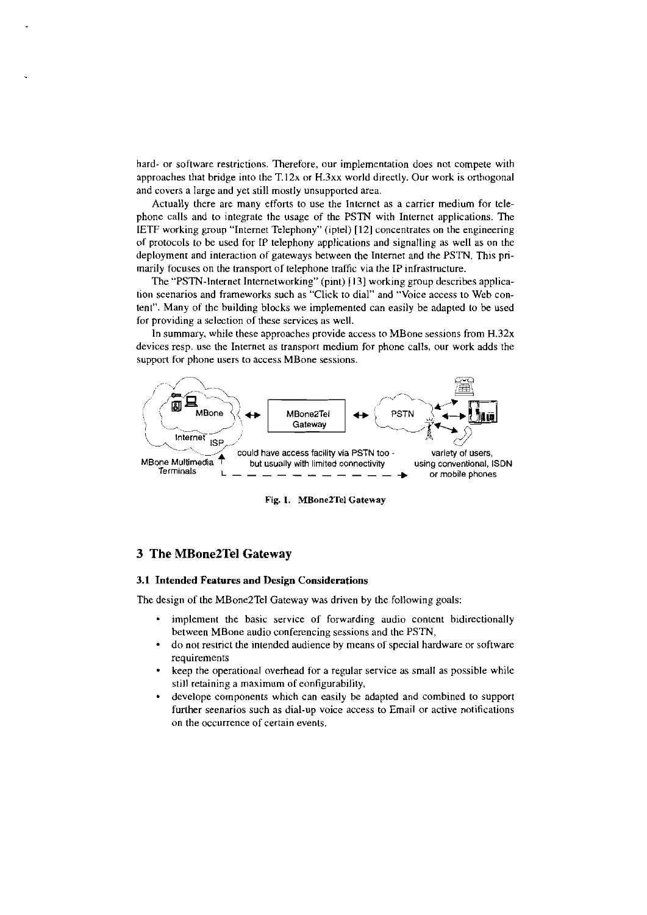hard- or software restrictions. Therefore, our implementation does not compete with approaches that bridge into the T.12x or H.3xx world directly. Our work is orthogonal and covers a large and yet still mostly unsupported area.

Actually there are many efforts to use the Internet as a carrier medium for telephone calls and to integrate the usage of the PSTN with Internet applications. The IETF working group "Internet Telephony" (iptel) [12] concentrates on the engineering of protocols to be used for IP telephony applications and signalling as well as on the deployment and interaction of gateways between the Internet and the PSTN. This primarily focuses on the transport of telephone traffic via the IP infrastructure.

The "PSTN-Internet Internetworking" (pint) [13] working group describes application scenarios and frameworks such as "Click to dial" and "Voice access to Web content". Many of the building blocks we implemented can easily be adapted to be used for providing a selection of these services as well.

In summary, while these approaches provide access to MBone sessions from H.32x devices resp. use the Internet as transport medium for phone calls, our work adds the support for phone users to access MBone sessions.

MBone | Internet | ISP | MBone2Tel Gateway | PSTN | MBone Multimedia Terminals | could have access facility via PSTN too - but usually with limited connectivity | variety of users, using conventional, ISDN or mobile phones

**Fig. 1. MBone2Tel Gateway**

## 3 The MBone2Tel Gateway

### 3.1 Intended Features and Design Considerations

The design of the MBone2Tel Gateway was driven by the following goals:

- implement the basic service of forwarding audio content bidirectionally between MBone audio conferencing sessions and the PSTN,
- do not restrict the intended audience by means of special hardware or software requirements
- keep the operational overhead for a regular service as small as possible while still retaining a maximum of configurability,
- develope components which can easily be adapted and combined to support further scenarios such as dial-up voice access to Email or active notifications on the occurrence of certain events.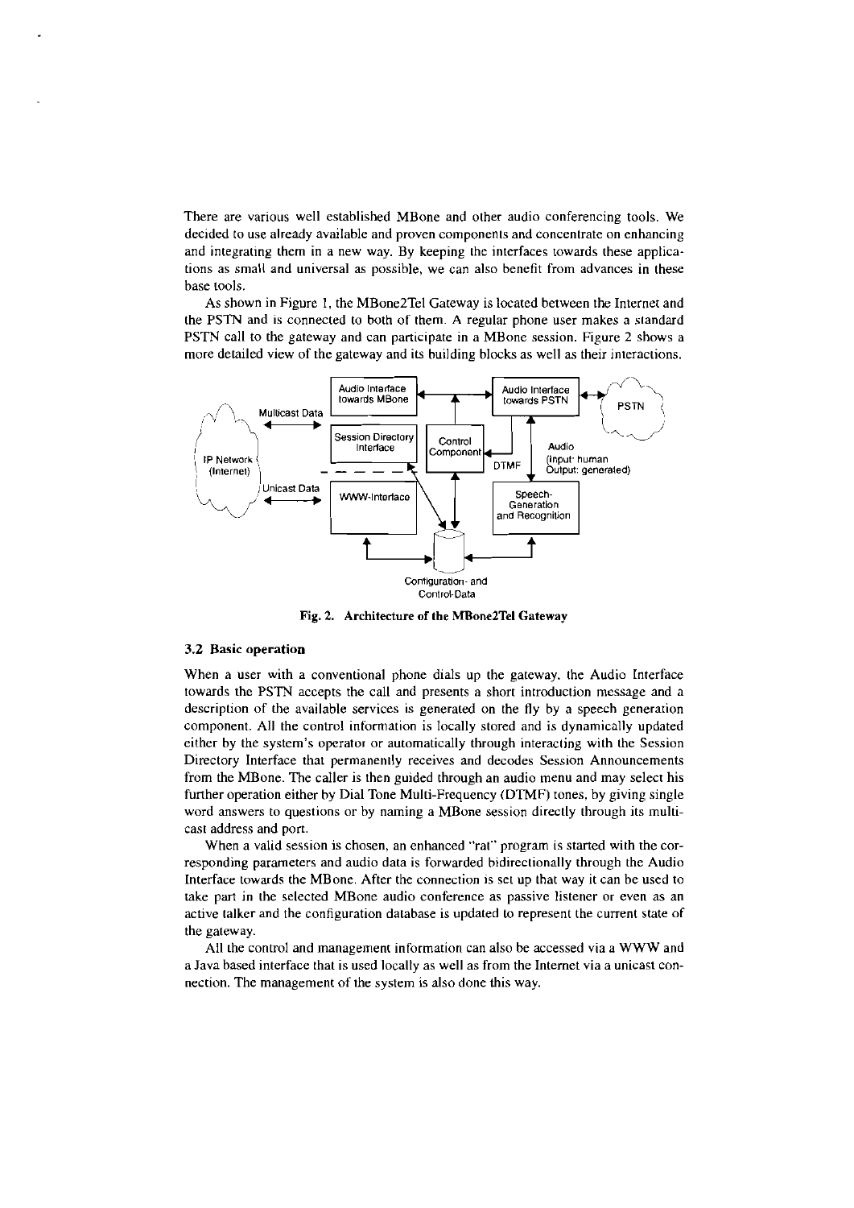There are various well established MBone and other audio conferencing tools. We decided to use already available and proven components and concentrate on enhancing and integrating them in a new way. By keeping the interfaces towards these applications as small and universal as possible, we can also benefit from advances in these base tools.

As shown in Figure 1, the MBone2Tel Gateway is located between the Internet and the PSTN and is connected to both of them. A regular phone user makes a standard PSTN call to the gateway and can participate in a MBone session. Figure 2 shows a more detailed view of the gateway and its building blocks as well as their interactions.

**Fig. 2. Architecture of the MBone2Tel Gateway**

### 3.2 Basic operation

When a user with a conventional phone dials up the gateway, the Audio Interface towards the PSTN accepts the call and presents a short introduction message and a description of the available services is generated on the fly by a speech generation component. All the control information is locally stored and is dynamically updated either by the system's operator or automatically through interacting with the Session Directory Interface that permanently receives and decodes Session Announcements from the MBone. The caller is then guided through an audio menu and may select his further operation either by Dial Tone Multi-Frequency (DTMF) tones, by giving single word answers to questions or by naming a MBone session directly through its multicast address and port.

When a valid session is chosen, an enhanced "rat" program is started with the corresponding parameters and audio data is forwarded bidirectionally through the Audio Interface towards the MBone. After the connection is set up that way it can be used to take part in the selected MBone audio conference as passive listener or even as an active talker and the configuration database is updated to represent the current state of the gateway.

All the control and management information can also be accessed via a WWW and a Java based interface that is used locally as well as from the Internet via a unicast connection. The management of the system is also done this way.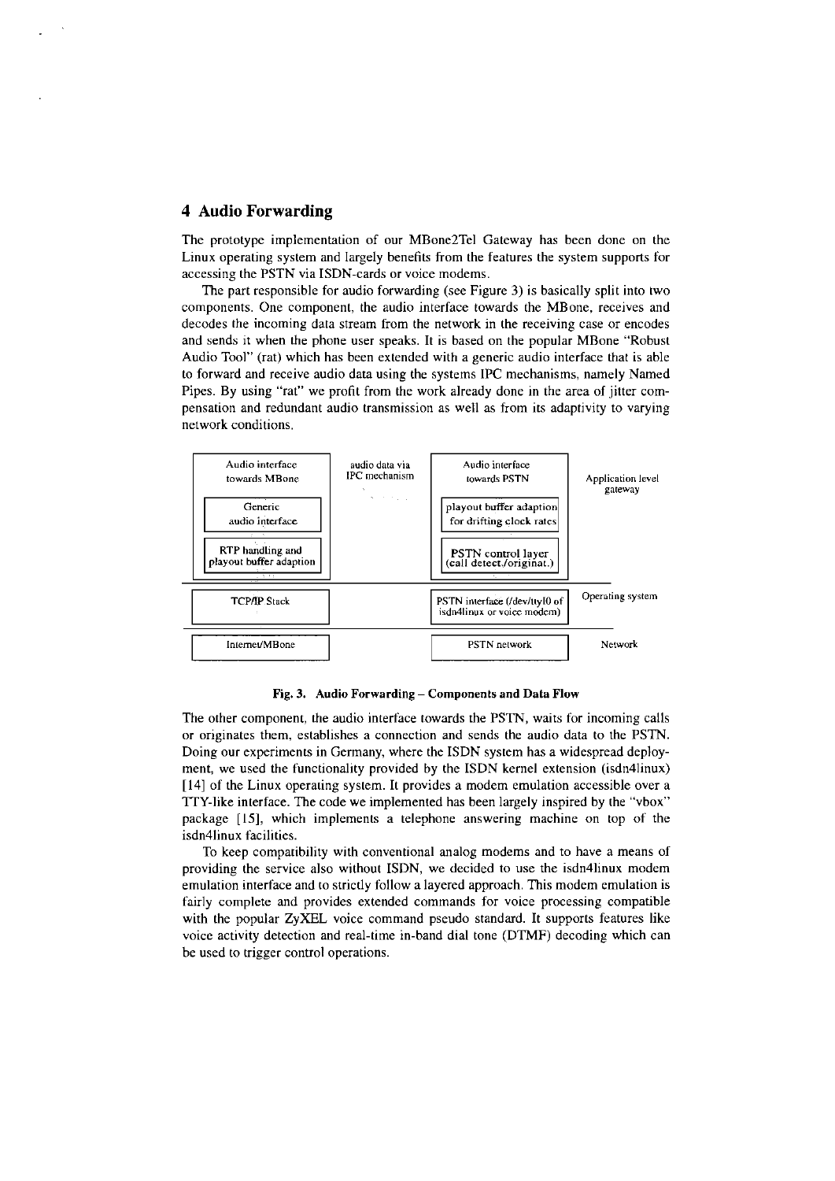## 4 Audio Forwarding

The prototype implementation of our MBone2Tel Gateway has been done on the Linux operating system and largely benefits from the features the system supports for accessing the PSTN via ISDN-cards or voice modems.

The part responsible for audio forwarding (see Figure 3) is basically split into two components. One component, the audio interface towards the MBone, receives and decodes the incoming data stream from the network in the receiving case or encodes and sends it when the phone user speaks. It is based on the popular MBone "Robust Audio Tool" (rat) which has been extended with a generic audio interface that is able to forward and receive audio data using the systems IPC mechanisms, namely Named Pipes. By using "rat" we profit from the work already done in the area of jitter compensation and redundant audio transmission as well as from its adaptivity to varying network conditions.

| Audio interface towards MBone | audio data via IPC mechanism | Audio interface towards PSTN | |
|---|---|---|---|
| Generic audio interface | | playout buffer adaption for drifting clock rates | Application level gateway |
| RTP handling and playout buffer adaption | | PSTN control layer (call detect./originat.) | |
| TCP/IP Stack | | PSTN interface (/dev/ttyI0 of isdn4linux or voice modem) | Operating system |
| Internet/MBone | | PSTN network | Network |

**Fig. 3. Audio Forwarding – Components and Data Flow**

The other component, the audio interface towards the PSTN, waits for incoming calls or originates them, establishes a connection and sends the audio data to the PSTN. Doing our experiments in Germany, where the ISDN system has a widespread deployment, we used the functionality provided by the ISDN kernel extension (isdn4linux) [14] of the Linux operating system. It provides a modem emulation accessible over a TTY-like interface. The code we implemented has been largely inspired by the "vbox" package [15], which implements a telephone answering machine on top of the isdn4linux facilities.

To keep compatibility with conventional analog modems and to have a means of providing the service also without ISDN, we decided to use the isdn4linux modem emulation interface and to strictly follow a layered approach. This modem emulation is fairly complete and provides extended commands for voice processing compatible with the popular ZyXEL voice command pseudo standard. It supports features like voice activity detection and real-time in-band dial tone (DTMF) decoding which can be used to trigger control operations.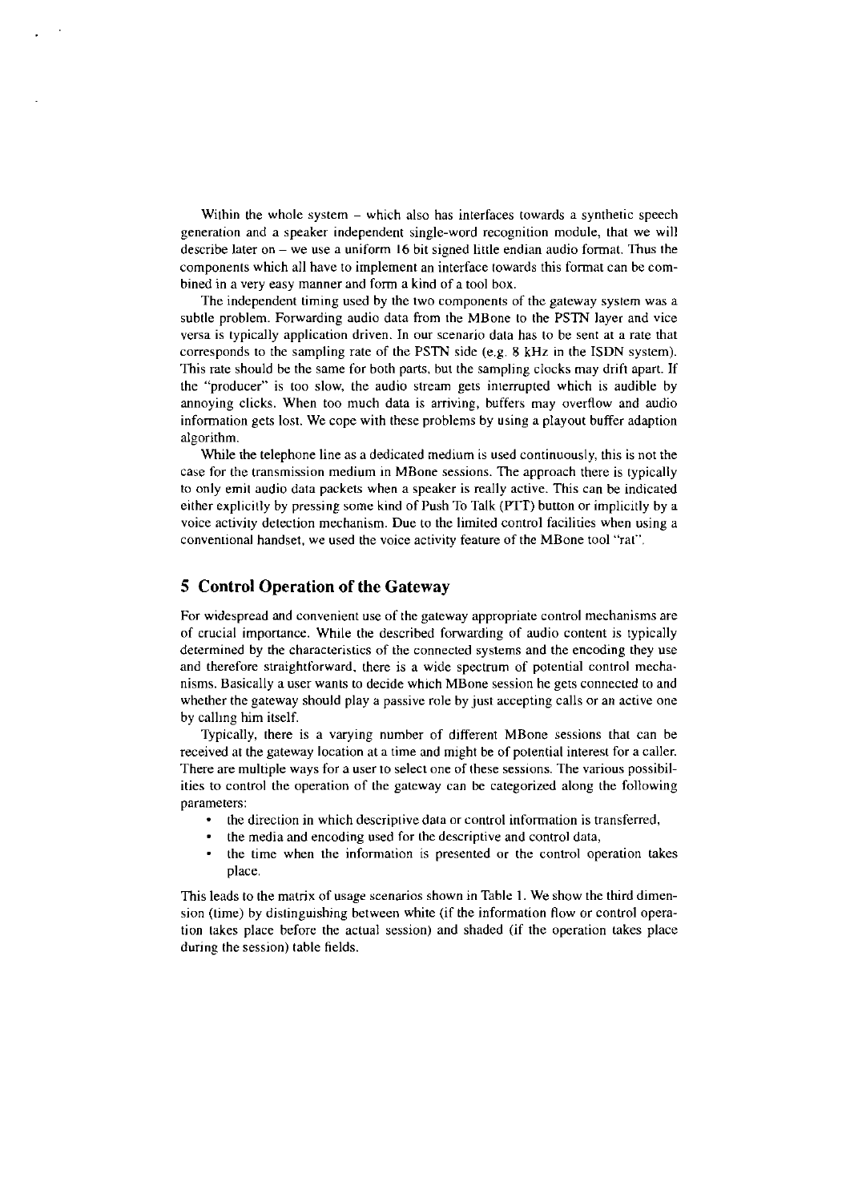Within the whole system – which also has interfaces towards a synthetic speech generation and a speaker independent single-word recognition module, that we will describe later on – we use a uniform 16 bit signed little endian audio format. Thus the components which all have to implement an interface towards this format can be combined in a very easy manner and form a kind of a tool box.

The independent timing used by the two components of the gateway system was a subtle problem. Forwarding audio data from the MBone to the PSTN layer and vice versa is typically application driven. In our scenario data has to be sent at a rate that corresponds to the sampling rate of the PSTN side (e.g. 8 kHz in the ISDN system). This rate should be the same for both parts, but the sampling clocks may drift apart. If the "producer" is too slow, the audio stream gets interrupted which is audible by annoying clicks. When too much data is arriving, buffers may overflow and audio information gets lost. We cope with these problems by using a playout buffer adaption algorithm.

While the telephone line as a dedicated medium is used continuously, this is not the case for the transmission medium in MBone sessions. The approach there is typically to only emit audio data packets when a speaker is really active. This can be indicated either explicitly by pressing some kind of Push To Talk (PTT) button or implicitly by a voice activity detection mechanism. Due to the limited control facilities when using a conventional handset, we used the voice activity feature of the MBone tool "rat".

## 5 Control Operation of the Gateway

For widespread and convenient use of the gateway appropriate control mechanisms are of crucial importance. While the described forwarding of audio content is typically determined by the characteristics of the connected systems and the encoding they use and therefore straightforward, there is a wide spectrum of potential control mechanisms. Basically a user wants to decide which MBone session he gets connected to and whether the gateway should play a passive role by just accepting calls or an active one by calling him itself.

Typically, there is a varying number of different MBone sessions that can be received at the gateway location at a time and might be of potential interest for a caller. There are multiple ways for a user to select one of these sessions. The various possibilities to control the operation of the gateway can be categorized along the following parameters:

- the direction in which descriptive data or control information is transferred,
- the media and encoding used for the descriptive and control data,
- the time when the information is presented or the control operation takes place.

This leads to the matrix of usage scenarios shown in Table 1. We show the third dimension (time) by distinguishing between white (if the information flow or control operation takes place before the actual session) and shaded (if the operation takes place during the session) table fields.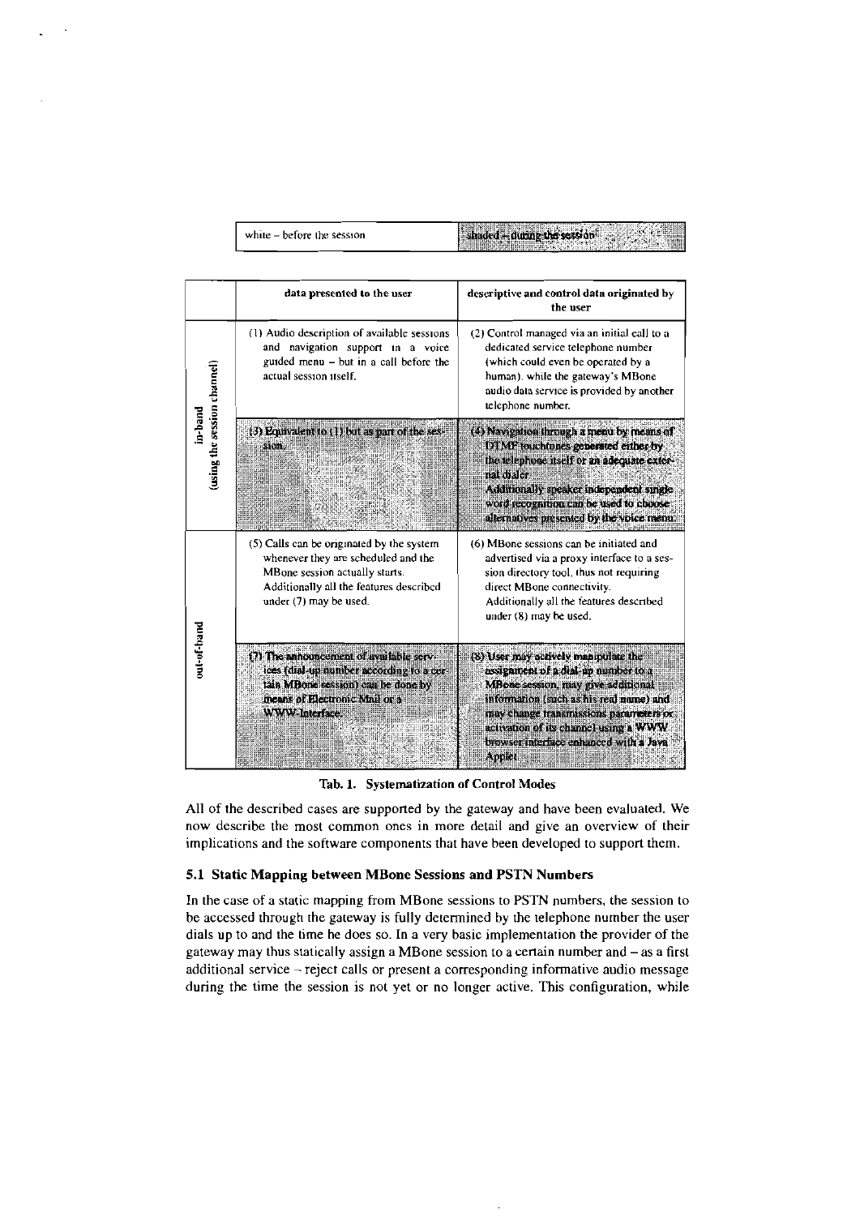| white – before the session | shaded – during the session |
|---|---|

| | data presented to the user | descriptive and control data originated by the user |
|---|---|---|
| in-band (using the session channel) | (1) Audio description of available sessions and navigation support in a voice guided menu – but in a call before the actual session itself. | (2) Control managed via an initial call to a dedicated service telephone number (which could even be operated by a human), while the gateway's MBone audio data service is provided by another telephone number. |
| | (3) Equivalent to (1) but as part of the session. | (4) Navigation through a menu by means of DTMF touchtones generated either by the telephone itself or an adequate external dialer. Additionally speaker independent single word recognition can be used to choose alternatives presented by the voice menu. |
| out-of-band | (5) Calls can be originated by the system whenever they are scheduled and the MBone session actually starts. Additionally all the features described under (7) may be used. | (6) MBone sessions can be initiated and advertised via a proxy interface to a session directory tool, thus not requiring direct MBone connectivity. Additionally all the features described under (8) may be used. |
| | (7) The announcement of available services (dial-up number according to a certain MBone session) can be done by means of Electronic Mail or a WWW-Interface. | (8) User may actively manipulate the assignment of a dial-up number to a MBone session, may give additional information (such as his real name) and may change transmissions parameters or activation of its channel using a WWW browser interface enhanced with a Java Applet. |

**Tab. 1. Systematization of Control Modes**

All of the described cases are supported by the gateway and have been evaluated. We now describe the most common ones in more detail and give an overview of their implications and the software components that have been developed to support them.

### 5.1 Static Mapping between MBone Sessions and PSTN Numbers

In the case of a static mapping from MBone sessions to PSTN numbers, the session to be accessed through the gateway is fully determined by the telephone number the user dials up to and the time he does so. In a very basic implementation the provider of the gateway may thus statically assign a MBone session to a certain number and – as a first additional service – reject calls or present a corresponding informative audio message during the time the session is not yet or no longer active. This configuration, while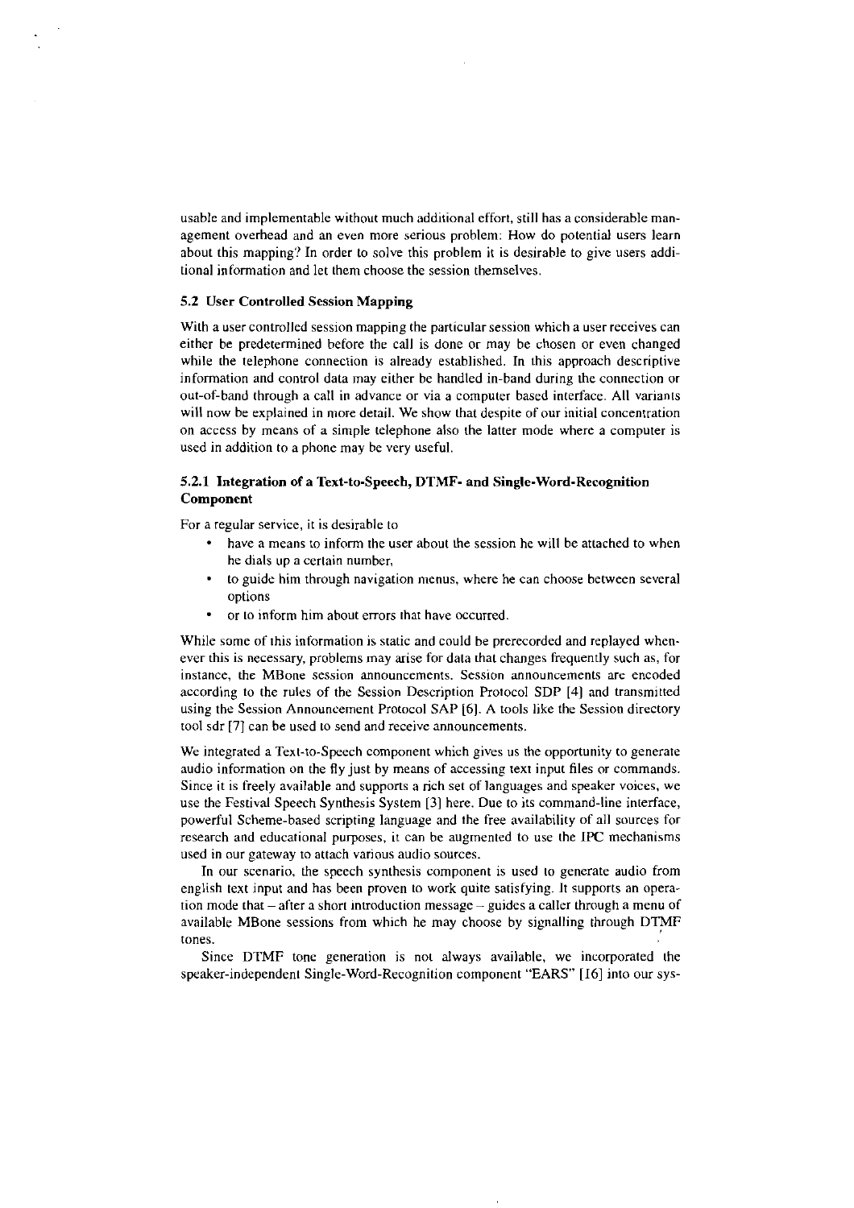usable and implementable without much additional effort, still has a considerable management overhead and an even more serious problem: How do potential users learn about this mapping? In order to solve this problem it is desirable to give users additional information and let them choose the session themselves.

### 5.2 User Controlled Session Mapping

With a user controlled session mapping the particular session which a user receives can either be predetermined before the call is done or may be chosen or even changed while the telephone connection is already established. In this approach descriptive information and control data may either be handled in-band during the connection or out-of-band through a call in advance or via a computer based interface. All variants will now be explained in more detail. We show that despite of our initial concentration on access by means of a simple telephone also the latter mode where a computer is used in addition to a phone may be very useful.

#### 5.2.1 Integration of a Text-to-Speech, DTMF- and Single-Word-Recognition Component

For a regular service, it is desirable to

- have a means to inform the user about the session he will be attached to when he dials up a certain number,
- to guide him through navigation menus, where he can choose between several options
- or to inform him about errors that have occurred.

While some of this information is static and could be prerecorded and replayed whenever this is necessary, problems may arise for data that changes frequently such as, for instance, the MBone session announcements. Session announcements are encoded according to the rules of the Session Description Protocol SDP [4] and transmitted using the Session Announcement Protocol SAP [6]. A tools like the Session directory tool sdr [7] can be used to send and receive announcements.

We integrated a Text-to-Speech component which gives us the opportunity to generate audio information on the fly just by means of accessing text input files or commands. Since it is freely available and supports a rich set of languages and speaker voices, we use the Festival Speech Synthesis System [3] here. Due to its command-line interface, powerful Scheme-based scripting language and the free availability of all sources for research and educational purposes, it can be augmented to use the IPC mechanisms used in our gateway to attach various audio sources.

In our scenario, the speech synthesis component is used to generate audio from english text input and has been proven to work quite satisfying. It supports an operation mode that – after a short introduction message – guides a caller through a menu of available MBone sessions from which he may choose by signalling through DTMF tones.

Since DTMF tone generation is not always available, we incorporated the speaker-independent Single-Word-Recognition component "EARS" [16] into our sys-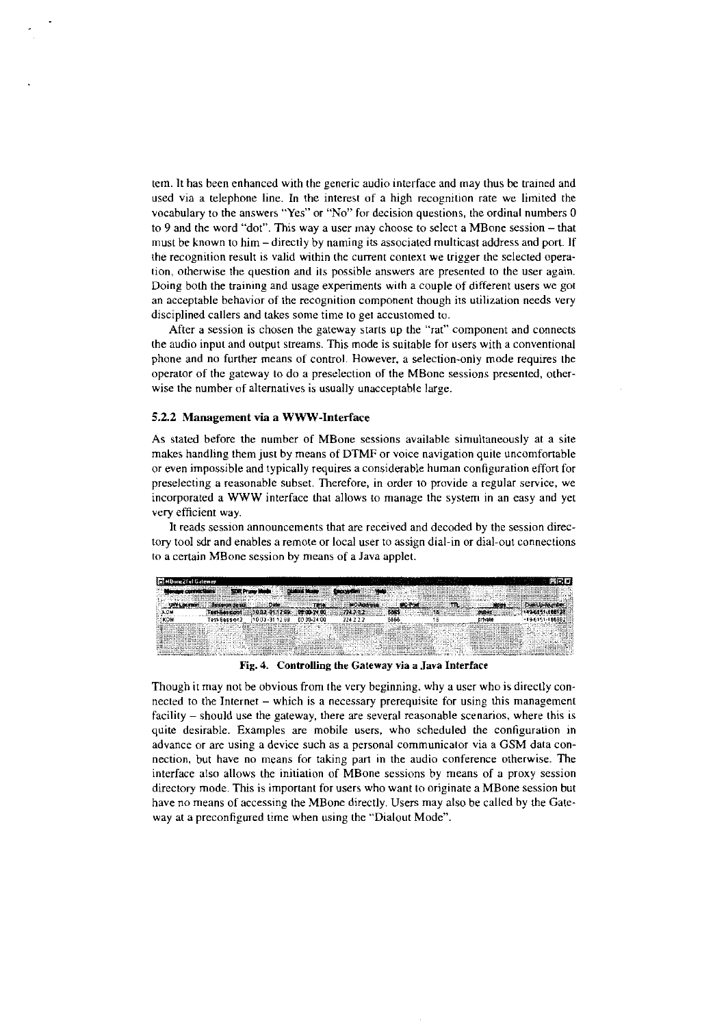tem. It has been enhanced with the generic audio interface and may thus be trained and used via a telephone line. In the interest of a high recognition rate we limited the vocabulary to the answers "Yes" or "No" for decision questions, the ordinal numbers 0 to 9 and the word "dot". This way a user may choose to select a MBone session – that must be known to him – directly by naming its associated multicast address and port. If the recognition result is valid within the current context we trigger the selected operation, otherwise the question and its possible answers are presented to the user again. Doing both the training and usage experiments with a couple of different users we got an acceptable behavior of the recognition component though its utilization needs very disciplined callers and takes some time to get accustomed to.

After a session is chosen the gateway starts up the "rat" component and connects the audio input and output streams. This mode is suitable for users with a conventional phone and no further means of control. However, a selection-only mode requires the operator of the gateway to do a preselection of the MBone sessions presented, otherwise the number of alternatives is usually unacceptable large.

### 5.2.2 Management via a WWW-Interface

As stated before the number of MBone sessions available simultaneously at a site makes handling them just by means of DTMF or voice navigation quite uncomfortable or even impossible and typically requires a considerable human configuration effort for preselecting a reasonable subset. Therefore, in order to provide a regular service, we incorporated a WWW interface that allows to manage the system in an easy and yet very efficient way.

It reads session announcements that are received and decoded by the session directory tool sdr and enables a remote or local user to assign dial-in or dial-out connections to a certain MBone session by means of a Java applet.

**Fig. 4. Controlling the Gateway via a Java Interface**

Though it may not be obvious from the very beginning, why a user who is directly connected to the Internet – which is a necessary prerequisite for using this management facility – should use the gateway, there are several reasonable scenarios, where this is quite desirable. Examples are mobile users, who scheduled the configuration in advance or are using a device such as a personal communicator via a GSM data connection, but have no means for taking part in the audio conference otherwise. The interface also allows the initiation of MBone sessions by means of a proxy session directory mode. This is important for users who want to originate a MBone session but have no means of accessing the MBone directly. Users may also be called by the Gateway at a preconfigured time when using the "Dialout Mode".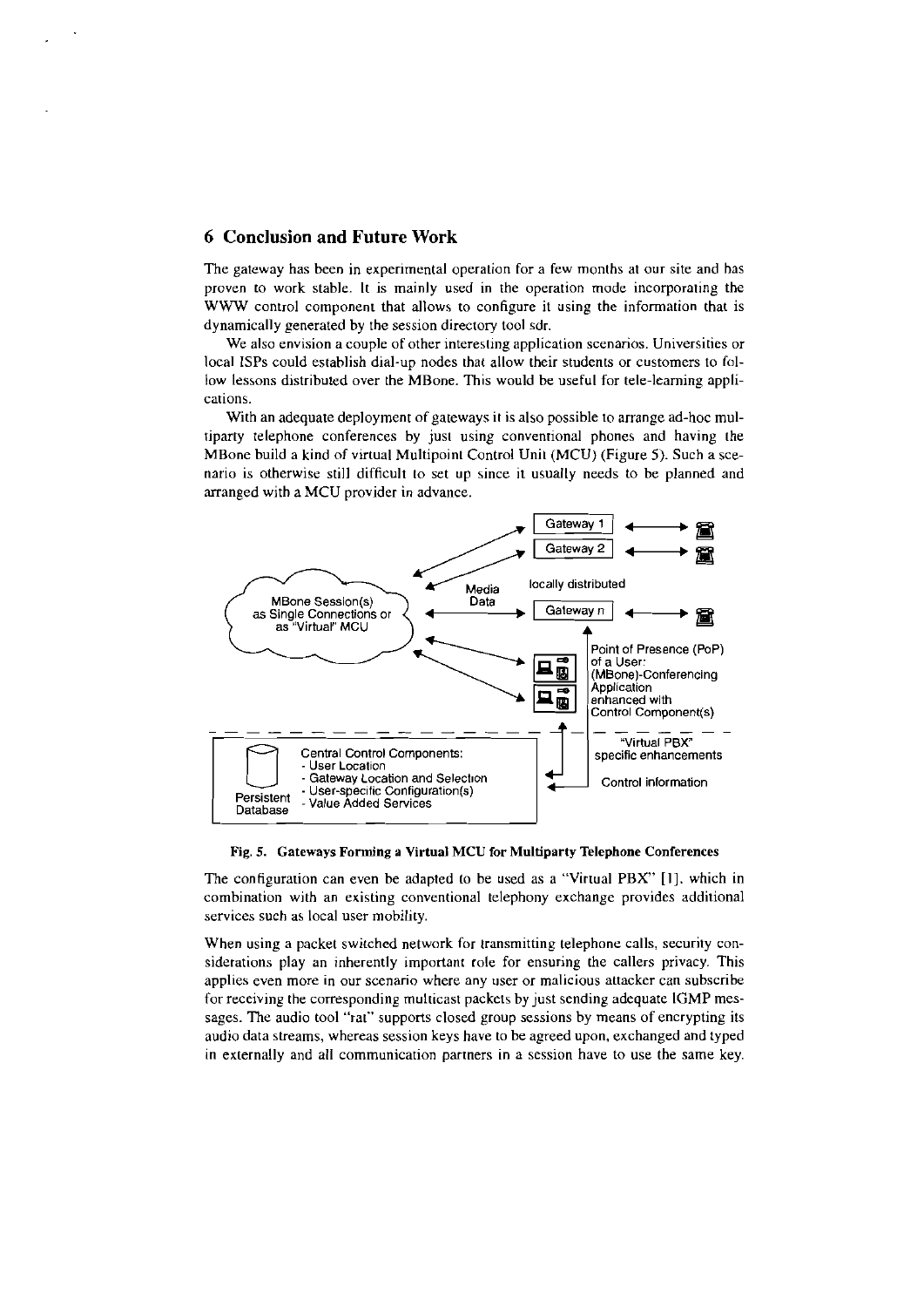## 6 Conclusion and Future Work

The gateway has been in experimental operation for a few months at our site and has proven to work stable. It is mainly used in the operation mode incorporating the WWW control component that allows to configure it using the information that is dynamically generated by the session directory tool sdr.

We also envision a couple of other interesting application scenarios. Universities or local ISPs could establish dial-up nodes that allow their students or customers to follow lessons distributed over the MBone. This would be useful for tele-learning applications.

With an adequate deployment of gateways it is also possible to arrange ad-hoc multiparty telephone conferences by just using conventional phones and having the MBone build a kind of virtual Multipoint Control Unit (MCU) (Figure 5). Such a scenario is otherwise still difficult to set up since it usually needs to be planned and arranged with a MCU provider in advance.

**Fig. 5. Gateways Forming a Virtual MCU for Multiparty Telephone Conferences**

The configuration can even be adapted to be used as a "Virtual PBX" [1], which in combination with an existing conventional telephony exchange provides additional services such as local user mobility.

When using a packet switched network for transmitting telephone calls, security considerations play an inherently important role for ensuring the callers privacy. This applies even more in our scenario where any user or malicious attacker can subscribe for receiving the corresponding multicast packets by just sending adequate IGMP messages. The audio tool "rat" supports closed group sessions by means of encrypting its audio data streams, whereas session keys have to be agreed upon, exchanged and typed in externally and all communication partners in a session have to use the same key.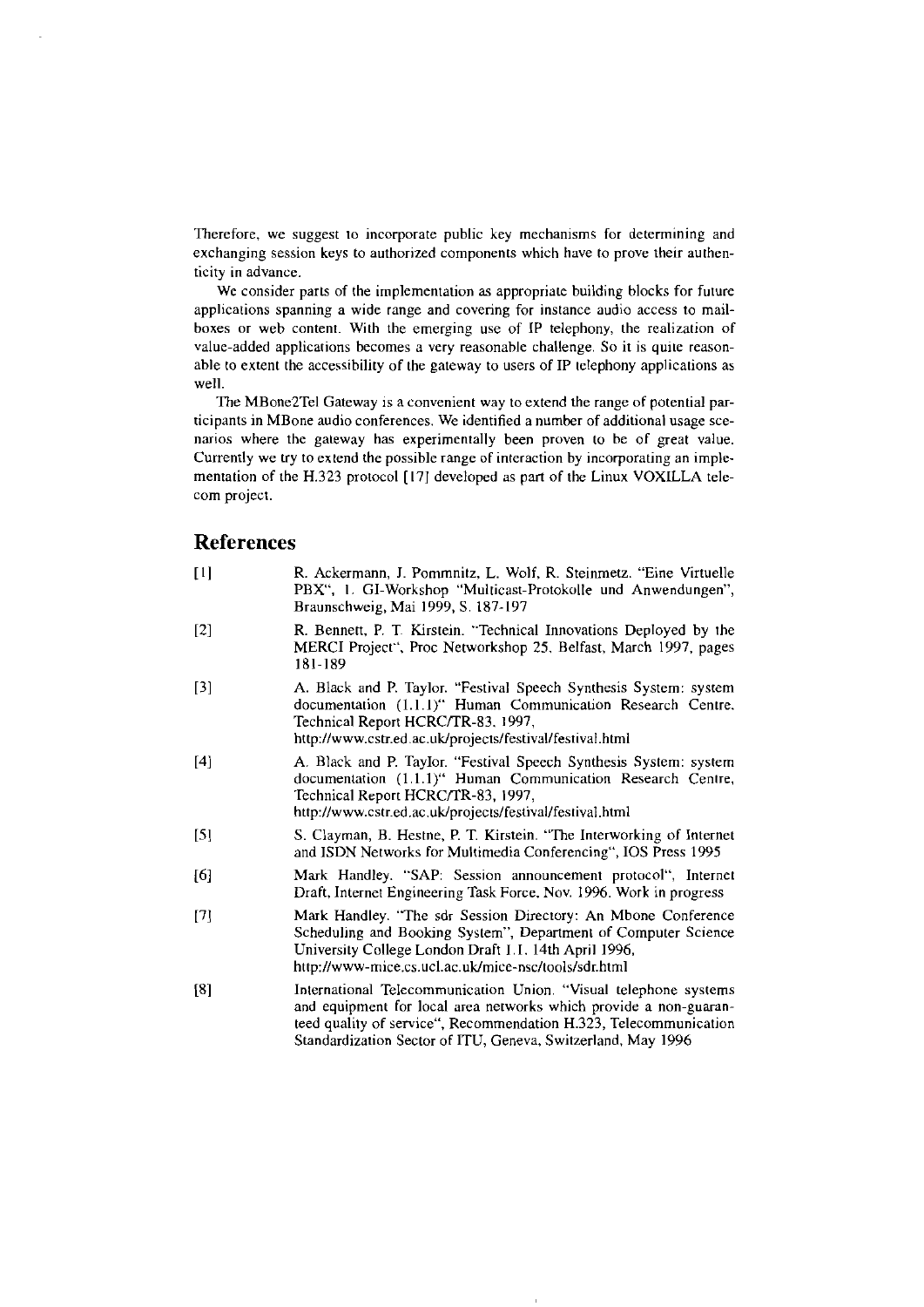Therefore, we suggest to incorporate public key mechanisms for determining and exchanging session keys to authorized components which have to prove their authenticity in advance.

We consider parts of the implementation as appropriate building blocks for future applications spanning a wide range and covering for instance audio access to mailboxes or web content. With the emerging use of IP telephony, the realization of value-added applications becomes a very reasonable challenge. So it is quite reasonable to extent the accessibility of the gateway to users of IP telephony applications as well.

The MBone2Tel Gateway is a convenient way to extend the range of potential participants in MBone audio conferences. We identified a number of additional usage scenarios where the gateway has experimentally been proven to be of great value. Currently we try to extend the possible range of interaction by incorporating an implementation of the H.323 protocol [17] developed as part of the Linux VOXILLA telecom project.

## References

[1] R. Ackermann, J. Pommnitz, L. Wolf, R. Steinmetz. "Eine Virtuelle PBX", 1. GI-Workshop "Multicast-Protokolle und Anwendungen", Braunschweig, Mai 1999, S. 187-197

[2] R. Bennett, P. T. Kirstein. "Technical Innovations Deployed by the MERCI Project", Proc Networkshop 25, Belfast, March 1997, pages 181-189

[3] A. Black and P. Taylor. "Festival Speech Synthesis System: system documentation (1.1.1)" Human Communication Research Centre, Technical Report HCRC/TR-83, 1997, http://www.cstr.ed.ac.uk/projects/festival/festival.html

[4] A. Black and P. Taylor. "Festival Speech Synthesis System: system documentation (1.1.1)" Human Communication Research Centre, Technical Report HCRC/TR-83, 1997, http://www.cstr.ed.ac.uk/projects/festival/festival.html

[5] S. Clayman, B. Hestne, P. T. Kirstein. "The Interworking of Internet and ISDN Networks for Multimedia Conferencing", IOS Press 1995

[6] Mark Handley. "SAP: Session announcement protocol", Internet Draft, Internet Engineering Task Force, Nov. 1996. Work in progress

[7] Mark Handley. "The sdr Session Directory: An Mbone Conference Scheduling and Booking System", Department of Computer Science University College London Draft 1.1. 14th April 1996, http://www-mice.cs.ucl.ac.uk/mice-nsc/tools/sdr.html

[8] International Telecommunication Union. "Visual telephone systems and equipment for local area networks which provide a non-guaranteed quality of service", Recommendation H.323, Telecommunication Standardization Sector of ITU, Geneva, Switzerland, May 1996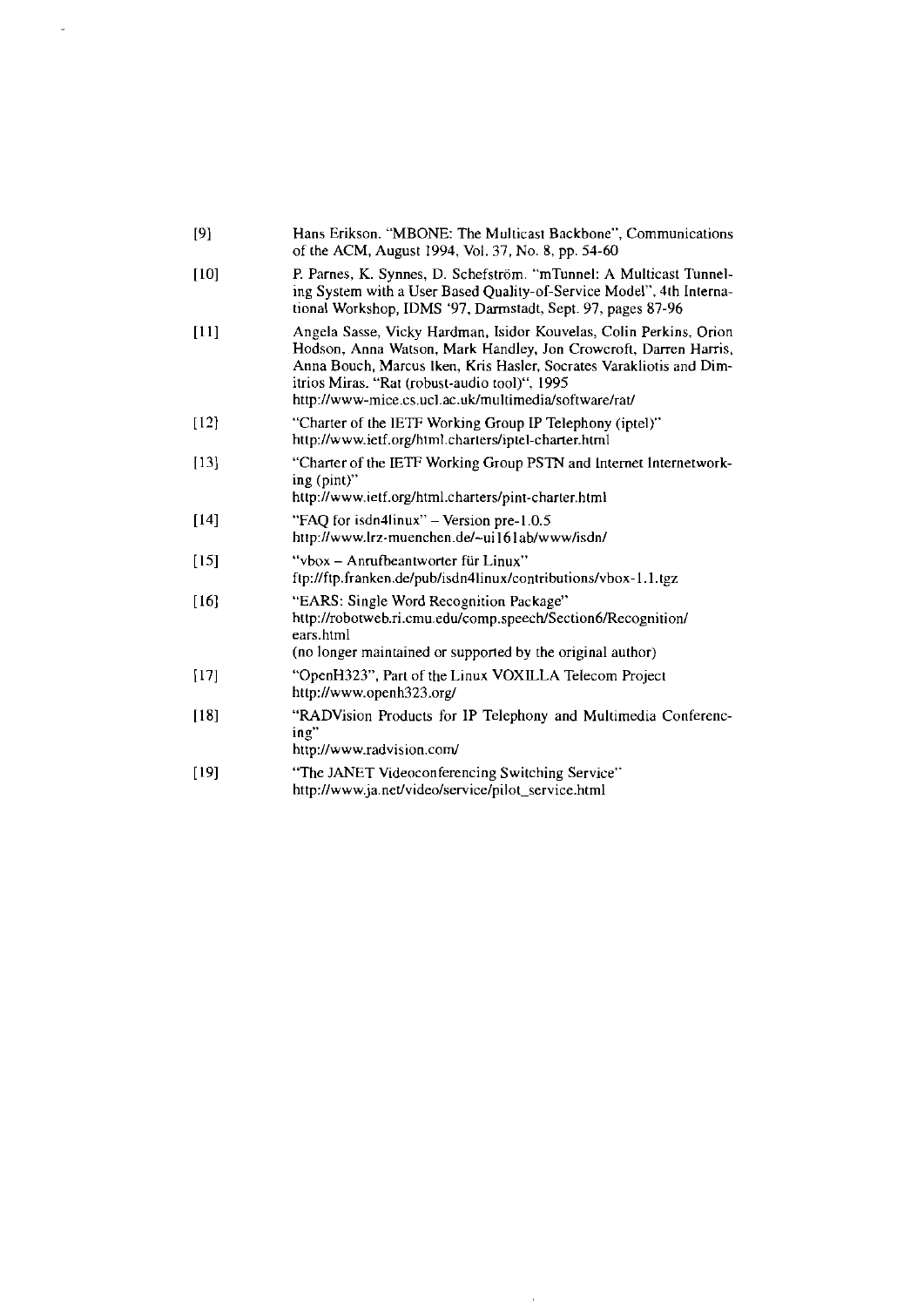[9] Hans Erikson. "MBONE: The Multicast Backbone", Communications of the ACM, August 1994, Vol. 37, No. 8, pp. 54-60

[10] P. Parnes, K. Synnes, D. Schefström. "mTunnel: A Multicast Tunneling System with a User Based Quality-of-Service Model", 4th International Workshop, IDMS '97, Darmstadt, Sept. 97, pages 87-96

[11] Angela Sasse, Vicky Hardman, Isidor Kouvelas, Colin Perkins, Orion Hodson, Anna Watson, Mark Handley, Jon Crowcroft, Darren Harris, Anna Bouch, Marcus Iken, Kris Hasler, Socrates Varakliotis and Dimitrios Miras. "Rat (robust-audio tool)", 1995
http://www-mice.cs.ucl.ac.uk/multimedia/software/rat/

[12] "Charter of the IETF Working Group IP Telephony (iptel)"
http://www.ietf.org/html.charters/iptel-charter.html

[13] "Charter of the IETF Working Group PSTN and Internet Internetworking (pint)"
http://www.ietf.org/html.charters/pint-charter.html

[14] "FAQ for isdn4linux" – Version pre-1.0.5
http://www.lrz-muenchen.de/~ui161ab/www/isdn/

[15] "vbox – Anrufbeantworter für Linux"
ftp://ftp.franken.de/pub/isdn4linux/contributions/vbox-1.1.tgz

[16] "EARS: Single Word Recognition Package"
http://robotweb.ri.cmu.edu/comp.speech/Section6/Recognition/ears.html
(no longer maintained or supported by the original author)

[17] "OpenH323", Part of the Linux VOXILLA Telecom Project
http://www.openh323.org/

[18] "RADVision Products for IP Telephony and Multimedia Conferencing"
http://www.radvision.com/

[19] "The JANET Videoconferencing Switching Service"
http://www.ja.net/video/service/pilot_service.html